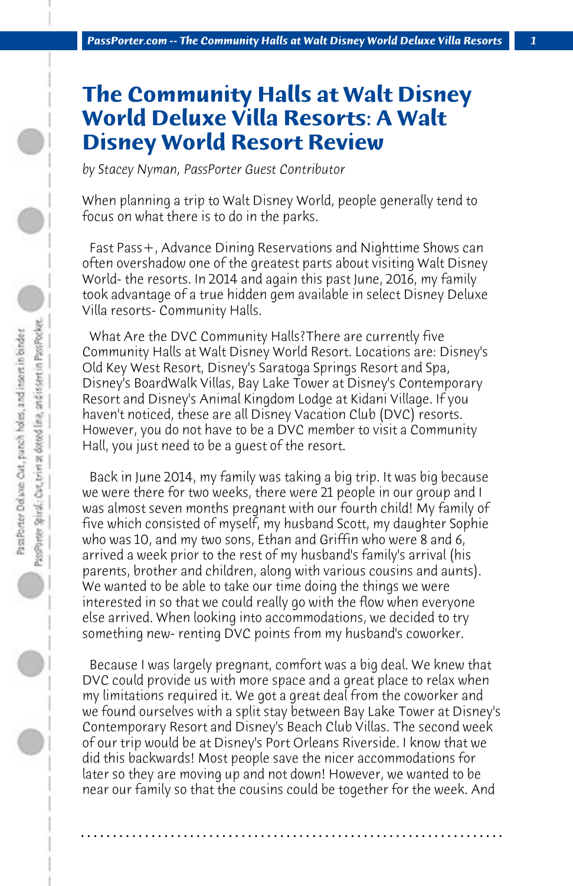# The Community Halls at Walt Disney World Deluxe Villa Resorts: A Walt Disney World Resort Review

*by Stacey Nyman, PassPorter Guest Contributor*

When planning a trip to Walt Disney World, people generally tend to focus on what there is to do in the parks.

Fast Pass+, Advance Dining Reservations and Nighttime Shows can often overshadow one of the greatest parts about visiting Walt Disney World- the resorts. In 2014 and again this past June, 2016, my family took advantage of a true hidden gem available in select Disney Deluxe Villa resorts- Community Halls.

What Are the DVC Community Halls?There are currently five Community Halls at Walt Disney World Resort. Locations are: Disney's Old Key West Resort, Disney's Saratoga Springs Resort and Spa, Disney's BoardWalk Villas, Bay Lake Tower at Disney's Contemporary Resort and Disney's Animal Kingdom Lodge at Kidani Village. If you haven't noticed, these are all Disney Vacation Club (DVC) resorts. However, you do not have to be a DVC member to visit a Community Hall, you just need to be a guest of the resort.

Back in June 2014, my family was taking a big trip. It was big because we were there for two weeks, there were 21 people in our group and I was almost seven months pregnant with our fourth child! My family of five which consisted of myself, my husband Scott, my daughter Sophie who was 10, and my two sons, Ethan and Griffin who were 8 and 6, arrived a week prior to the rest of my husband's family's arrival (his parents, brother and children, along with various cousins and aunts). We wanted to be able to take our time doing the things we were interested in so that we could really go with the flow when everyone else arrived. When looking into accommodations, we decided to try something new- renting DVC points from my husband's coworker.

Because I was largely pregnant, comfort was a big deal. We knew that DVC could provide us with more space and a great place to relax when my limitations required it. We got a great deal from the coworker and we found ourselves with a split stay between Bay Lake Tower at Disney's Contemporary Resort and Disney's Beach Club Villas. The second week of our trip would be at Disney's Port Orleans Riverside. I know that we did this backwards! Most people save the nicer accommodations for later so they are moving up and not down! However, we wanted to be near our family so that the cousins could be together for the week. And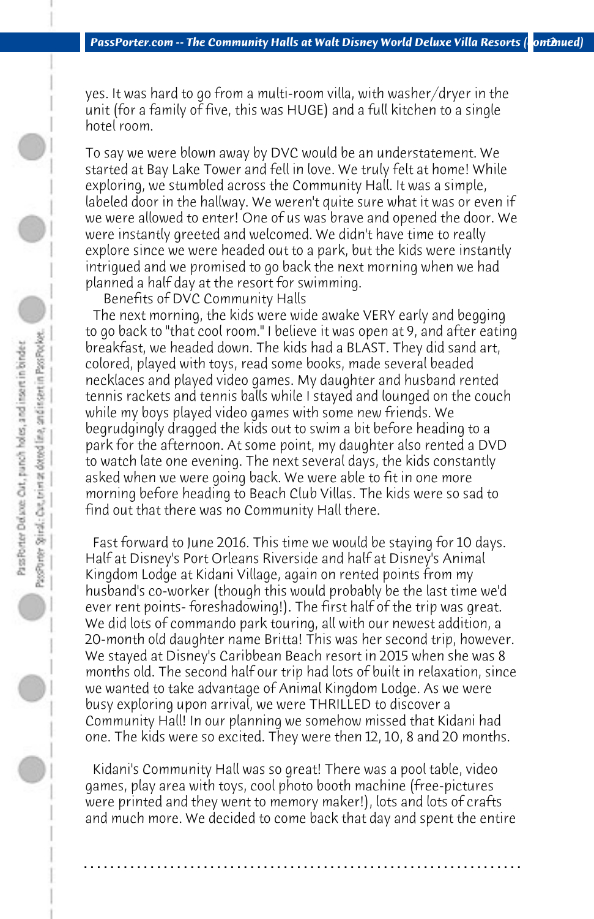yes. It was hard to go from a multi-room villa, with washer/dryer in the unit (for a family of five, this was HUGE) and a full kitchen to a single hotel room.

To say we were blown away by DVC would be an understatement. We started at Bay Lake Tower and fell in love. We truly felt at home! While exploring, we stumbled across the Community Hall. It was a simple, labeled door in the hallway. We weren't quite sure what it was or even if we were allowed to enter! One of us was brave and opened the door. We were instantly greeted and welcomed. We didn't have time to really explore since we were headed out to a park, but the kids were instantly intrigued and we promised to go back the next morning when we had planned a half day at the resort for swimming.

Benefits of DVC Community Halls

The next morning, the kids were wide awake VERY early and begging to go back to "that cool room." I believe it was open at 9, and after eating breakfast, we headed down. The kids had a BLAST. They did sand art, colored, played with toys, read some books, made several beaded necklaces and played video games. My daughter and husband rented tennis rackets and tennis balls while I stayed and lounged on the couch while my boys played video games with some new friends. We begrudgingly dragged the kids out to swim a bit before heading to a park for the afternoon. At some point, my daughter also rented a DVD to watch late one evening. The next several days, the kids constantly asked when we were going back. We were able to fit in one more morning before heading to Beach Club Villas. The kids were so sad to find out that there was no Community Hall there.

Fast forward to June 2016. This time we would be staying for 10 days. Half at Disney's Port Orleans Riverside and half at Disney's Animal Kingdom Lodge at Kidani Village, again on rented points from my husband's co-worker (though this would probably be the last time we'd ever rent points- foreshadowing!). The first half of the trip was great. We did lots of commando park touring, all with our newest addition, a 20-month old daughter name Britta! This was her second trip, however. We stayed at Disney's Caribbean Beach resort in 2015 when she was 8 months old. The second half our trip had lots of built in relaxation, since we wanted to take advantage of Animal Kingdom Lodge. As we were busy exploring upon arrival, we were THRILLED to discover a Community Hall! In our planning we somehow missed that Kidani had one. The kids were so excited. They were then 12, 10, 8 and 20 months.

Kidani's Community Hall was so great! There was a pool table, video games, play area with toys, cool photo booth machine (free-pictures were printed and they went to memory maker!), lots and lots of crafts and much more. We decided to come back that day and spent the entire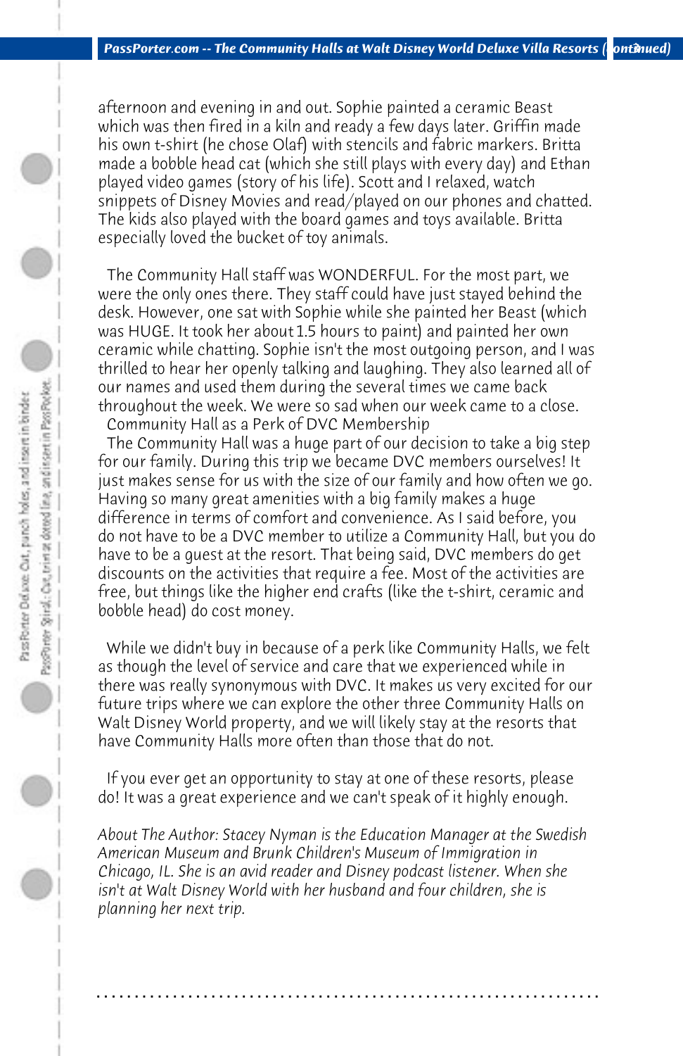afternoon and evening in and out. Sophie painted a ceramic Beast which was then fired in a kiln and ready a few days later. Griffin made his own t-shirt (he chose Olaf) with stencils and fabric markers. Britta made a bobble head cat (which she still plays with every day) and Ethan played video games (story of his life). Scott and I relaxed, watch snippets of Disney Movies and read/played on our phones and chatted. The kids also played with the board games and toys available. Britta especially loved the bucket of toy animals.

The Community Hall staff was WONDERFUL. For the most part, we were the only ones there. They staff could have just stayed behind the desk. However, one sat with Sophie while she painted her Beast (which was HUGE. It took her about 1.5 hours to paint) and painted her own ceramic while chatting. Sophie isn't the most outgoing person, and I was thrilled to hear her openly talking and laughing. They also learned all of our names and used them during the several times we came back throughout the week. We were so sad when our week came to a close.

Community Hall as a Perk of DVC Membership

The Community Hall was a huge part of our decision to take a big step for our family. During this trip we became DVC members ourselves! It just makes sense for us with the size of our family and how often we go. Having so many great amenities with a big family makes a huge difference in terms of comfort and convenience. As I said before, you do not have to be a DVC member to utilize a Community Hall, but you do have to be a guest at the resort. That being said, DVC members do get discounts on the activities that require a fee. Most of the activities are free, but things like the higher end crafts (like the t-shirt, ceramic and bobble head) do cost money.

While we didn't buy in because of a perk like Community Halls, we felt as though the level of service and care that we experienced while in there was really synonymous with DVC. It makes us very excited for our future trips where we can explore the other three Community Halls on Walt Disney World property, and we will likely stay at the resorts that have Community Halls more often than those that do not.

If you ever get an opportunity to stay at one of these resorts, please do! It was a great experience and we can't speak of it highly enough.

*About The Author: Stacey Nyman is the Education Manager at the Swedish American Museum and Brunk Children's Museum of Immigration in Chicago, IL. She is an avid reader and Disney podcast listener. When she isn't at Walt Disney World with her husband and four children, she is planning her next trip.*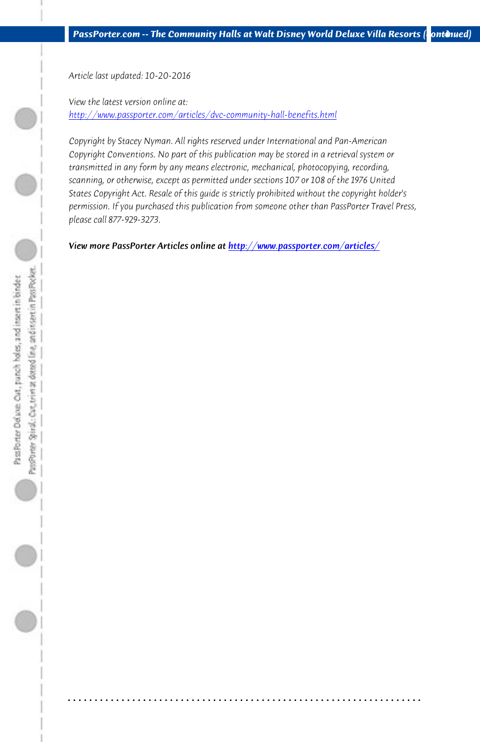*Article last updated: 10-20-2016*

*View the latest version online at:*
*http://www.passporter.com/articles/dvc-community-hall-benefits.html*

*Copyright by Stacey Nyman. All rights reserved under International and Pan-American Copyright Conventions. No part of this publication may be stored in a retrieval system or transmitted in any form by any means electronic, mechanical, photocopying, recording, scanning, or otherwise, except as permitted under sections 107 or 108 of the 1976 United States Copyright Act. Resale of this guide is strictly prohibited without the copyright holder's permission. If you purchased this publication from someone other than PassPorter Travel Press, please call 877-929-3273.*

***View more PassPorter Articles online at http://www.passporter.com/articles/***